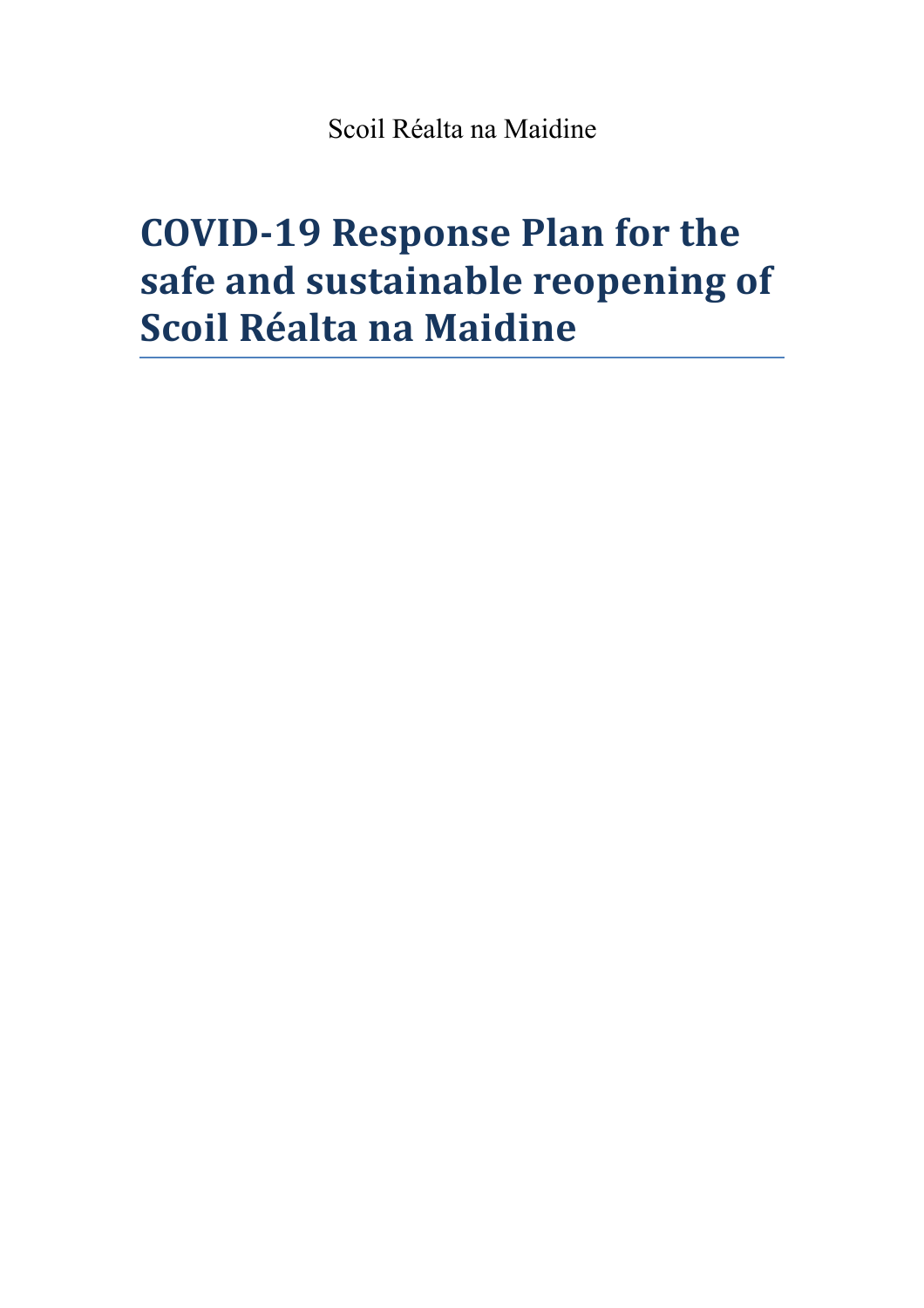Scoil Réalta na Maidine

# COVID-19 Response Plan for the safe and sustainable reopening of Scoil Réalta na Maidine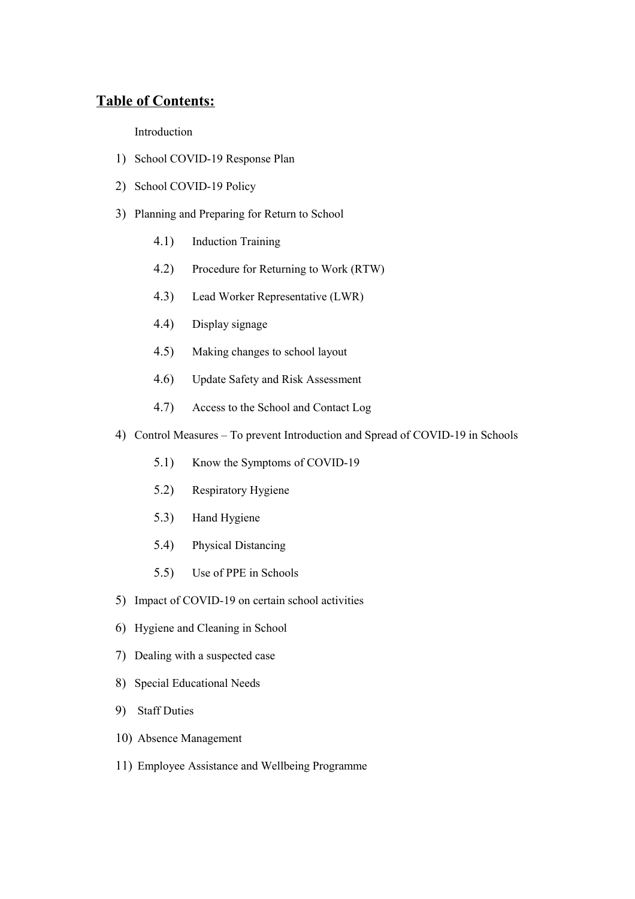## **Table of Contents:**

Introduction

1) School COVID-19 Response Plan
2) School COVID-19 Policy
3) Planning and Preparing for Return to School
    - 4.1) Induction Training
    - 4.2) Procedure for Returning to Work (RTW)
    - 4.3) Lead Worker Representative (LWR)
    - 4.4) Display signage
    - 4.5) Making changes to school layout
    - 4.6) Update Safety and Risk Assessment
    - 4.7) Access to the School and Contact Log
4) Control Measures – To prevent Introduction and Spread of COVID-19 in Schools
    - 5.1) Know the Symptoms of COVID-19
    - 5.2) Respiratory Hygiene
    - 5.3) Hand Hygiene
    - 5.4) Physical Distancing
    - 5.5) Use of PPE in Schools
5) Impact of COVID-19 on certain school activities
6) Hygiene and Cleaning in School
7) Dealing with a suspected case
8) Special Educational Needs
9) Staff Duties
10) Absence Management
11) Employee Assistance and Wellbeing Programme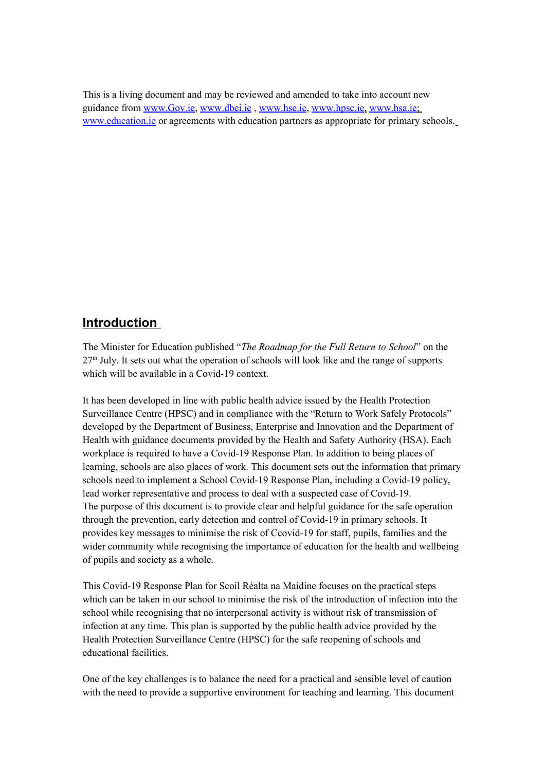This is a living document and may be reviewed and amended to take into account new guidance from www.Gov.ie, www.dbei.ie , www.hse.ie, www.hpsc.ie, www.hsa.ie; www.education.ie or agreements with education partners as appropriate for primary schools.

## Introduction

The Minister for Education published "*The Roadmap for the Full Return to School*" on the 27th July. It sets out what the operation of schools will look like and the range of supports which will be available in a Covid-19 context.

It has been developed in line with public health advice issued by the Health Protection Surveillance Centre (HPSC) and in compliance with the "Return to Work Safely Protocols" developed by the Department of Business, Enterprise and Innovation and the Department of Health with guidance documents provided by the Health and Safety Authority (HSA). Each workplace is required to have a Covid-19 Response Plan. In addition to being places of learning, schools are also places of work. This document sets out the information that primary schools need to implement a School Covid-19 Response Plan, including a Covid-19 policy, lead worker representative and process to deal with a suspected case of Covid-19.
The purpose of this document is to provide clear and helpful guidance for the safe operation through the prevention, early detection and control of Covid-19 in primary schools. It provides key messages to minimise the risk of Ccovid-19 for staff, pupils, families and the wider community while recognising the importance of education for the health and wellbeing of pupils and society as a whole.

This Covid-19 Response Plan for Scoil Réalta na Maidine focuses on the practical steps which can be taken in our school to minimise the risk of the introduction of infection into the school while recognising that no interpersonal activity is without risk of transmission of infection at any time. This plan is supported by the public health advice provided by the Health Protection Surveillance Centre (HPSC) for the safe reopening of schools and educational facilities.

One of the key challenges is to balance the need for a practical and sensible level of caution with the need to provide a supportive environment for teaching and learning. This document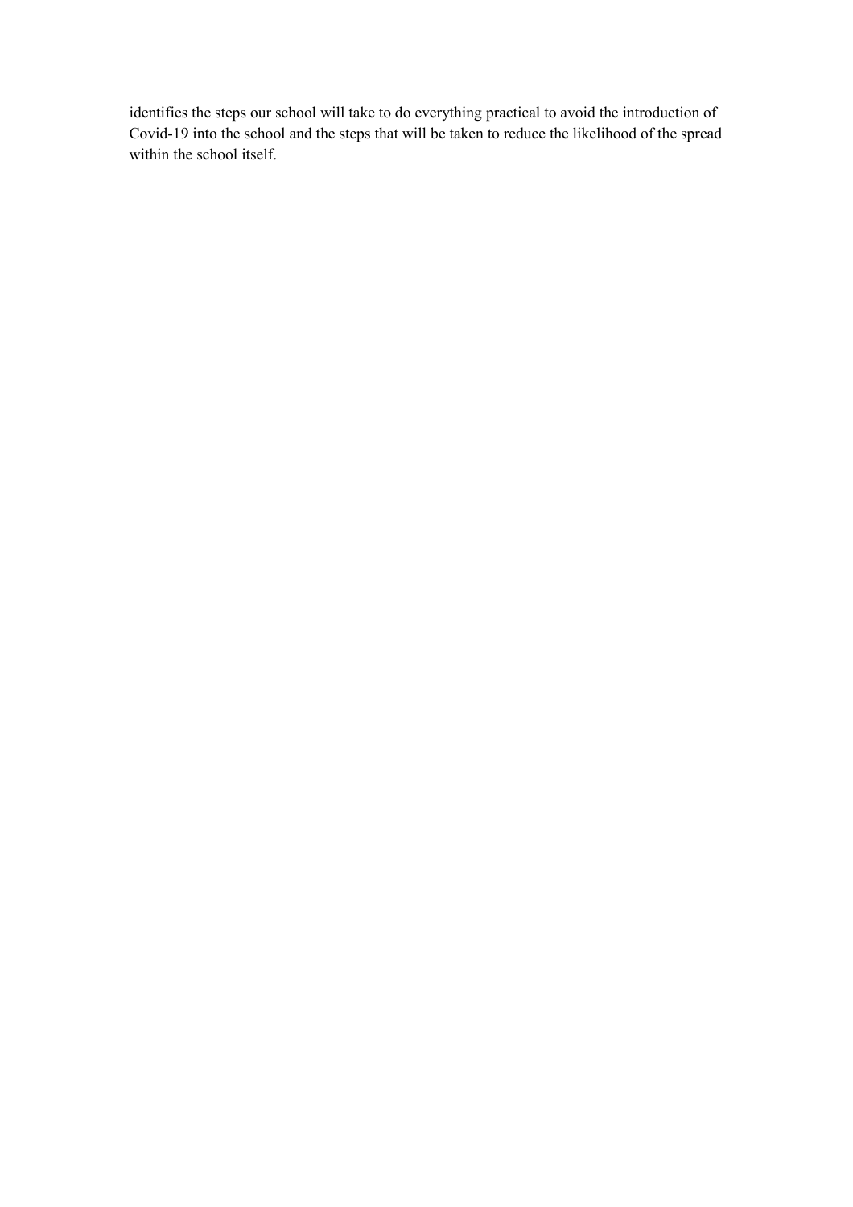identifies the steps our school will take to do everything practical to avoid the introduction of Covid-19 into the school and the steps that will be taken to reduce the likelihood of the spread within the school itself.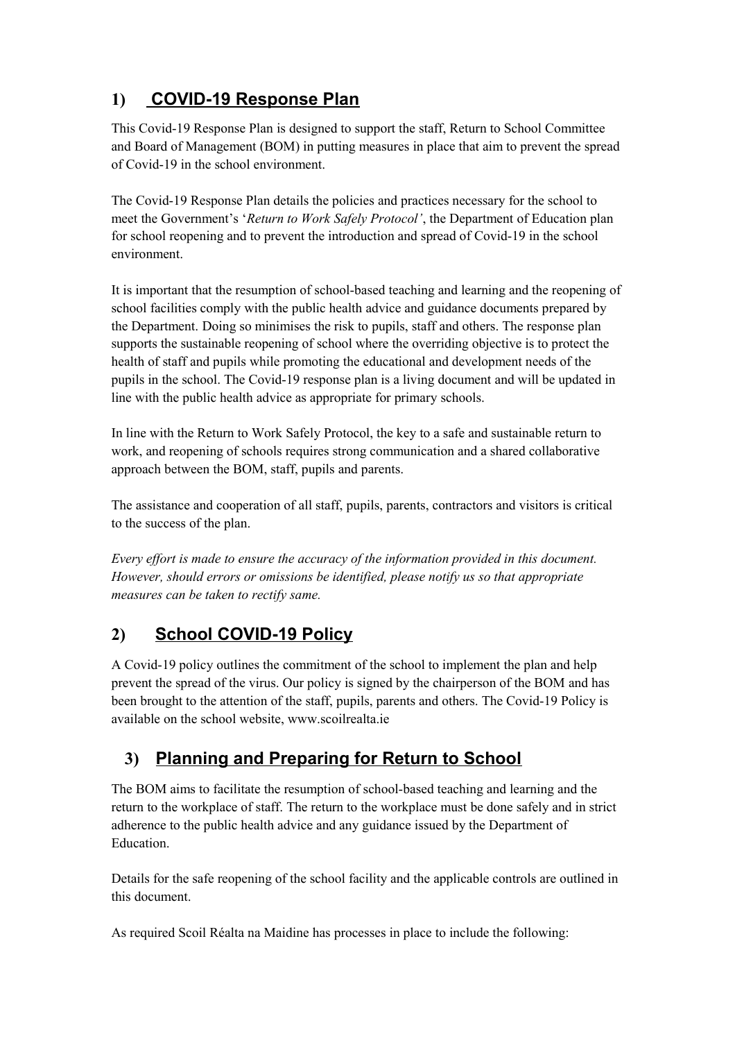## 1) COVID-19 Response Plan

This Covid-19 Response Plan is designed to support the staff, Return to School Committee and Board of Management (BOM) in putting measures in place that aim to prevent the spread of Covid-19 in the school environment.

The Covid-19 Response Plan details the policies and practices necessary for the school to meet the Government's '*Return to Work Safely Protocol'*, the Department of Education plan for school reopening and to prevent the introduction and spread of Covid-19 in the school environment.

It is important that the resumption of school-based teaching and learning and the reopening of school facilities comply with the public health advice and guidance documents prepared by the Department. Doing so minimises the risk to pupils, staff and others. The response plan supports the sustainable reopening of school where the overriding objective is to protect the health of staff and pupils while promoting the educational and development needs of the pupils in the school. The Covid-19 response plan is a living document and will be updated in line with the public health advice as appropriate for primary schools.

In line with the Return to Work Safely Protocol, the key to a safe and sustainable return to work, and reopening of schools requires strong communication and a shared collaborative approach between the BOM, staff, pupils and parents.

The assistance and cooperation of all staff, pupils, parents, contractors and visitors is critical to the success of the plan.

*Every effort is made to ensure the accuracy of the information provided in this document. However, should errors or omissions be identified, please notify us so that appropriate measures can be taken to rectify same.*

## 2) School COVID-19 Policy

A Covid-19 policy outlines the commitment of the school to implement the plan and help prevent the spread of the virus. Our policy is signed by the chairperson of the BOM and has been brought to the attention of the staff, pupils, parents and others. The Covid-19 Policy is available on the school website, www.scoilrealta.ie

## 3) Planning and Preparing for Return to School

The BOM aims to facilitate the resumption of school-based teaching and learning and the return to the workplace of staff. The return to the workplace must be done safely and in strict adherence to the public health advice and any guidance issued by the Department of Education.

Details for the safe reopening of the school facility and the applicable controls are outlined in this document.

As required Scoil Réalta na Maidine has processes in place to include the following: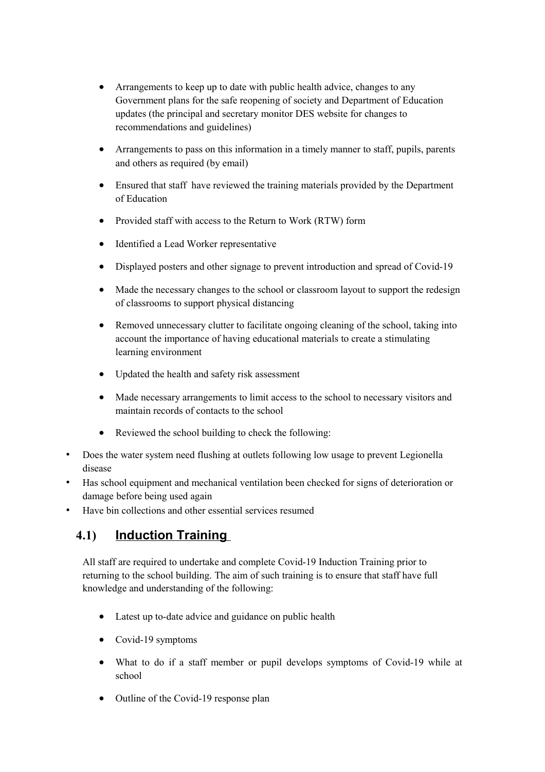- Arrangements to keep up to date with public health advice, changes to any Government plans for the safe reopening of society and Department of Education updates (the principal and secretary monitor DES website for changes to recommendations and guidelines)
- Arrangements to pass on this information in a timely manner to staff, pupils, parents and others as required (by email)
- Ensured that staff have reviewed the training materials provided by the Department of Education
- Provided staff with access to the Return to Work (RTW) form
- Identified a Lead Worker representative
- Displayed posters and other signage to prevent introduction and spread of Covid-19
- Made the necessary changes to the school or classroom layout to support the redesign of classrooms to support physical distancing
- Removed unnecessary clutter to facilitate ongoing cleaning of the school, taking into account the importance of having educational materials to create a stimulating learning environment
- Updated the health and safety risk assessment
- Made necessary arrangements to limit access to the school to necessary visitors and maintain records of contacts to the school
- Reviewed the school building to check the following:

- Does the water system need flushing at outlets following low usage to prevent Legionella disease
- Has school equipment and mechanical ventilation been checked for signs of deterioration or damage before being used again
- Have bin collections and other essential services resumed

## 4.1) Induction Training

All staff are required to undertake and complete Covid-19 Induction Training prior to returning to the school building. The aim of such training is to ensure that staff have full knowledge and understanding of the following:

- Latest up to-date advice and guidance on public health
- Covid-19 symptoms
- What to do if a staff member or pupil develops symptoms of Covid-19 while at school
- Outline of the Covid-19 response plan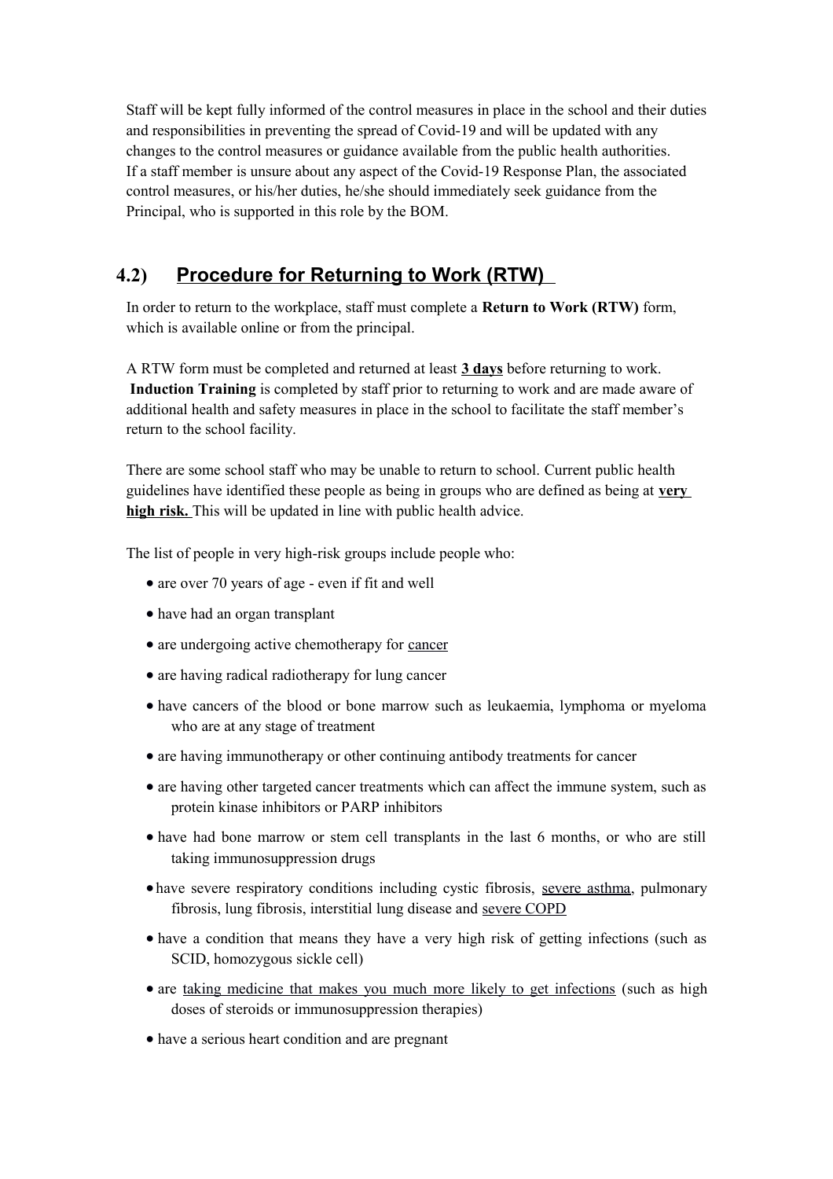Staff will be kept fully informed of the control measures in place in the school and their duties and responsibilities in preventing the spread of Covid-19 and will be updated with any changes to the control measures or guidance available from the public health authorities. If a staff member is unsure about any aspect of the Covid-19 Response Plan, the associated control measures, or his/her duties, he/she should immediately seek guidance from the Principal, who is supported in this role by the BOM.

## 4.2) Procedure for Returning to Work (RTW)

In order to return to the workplace, staff must complete a **Return to Work (RTW)** form, which is available online or from the principal.

A RTW form must be completed and returned at least **3 days** before returning to work. **Induction Training** is completed by staff prior to returning to work and are made aware of additional health and safety measures in place in the school to facilitate the staff member's return to the school facility.

There are some school staff who may be unable to return to school. Current public health guidelines have identified these people as being in groups who are defined as being at **very high risk.** This will be updated in line with public health advice.

The list of people in very high-risk groups include people who:

- are over 70 years of age - even if fit and well
- have had an organ transplant
- are undergoing active chemotherapy for cancer
- are having radical radiotherapy for lung cancer
- have cancers of the blood or bone marrow such as leukaemia, lymphoma or myeloma who are at any stage of treatment
- are having immunotherapy or other continuing antibody treatments for cancer
- are having other targeted cancer treatments which can affect the immune system, such as protein kinase inhibitors or PARP inhibitors
- have had bone marrow or stem cell transplants in the last 6 months, or who are still taking immunosuppression drugs
- have severe respiratory conditions including cystic fibrosis, severe asthma, pulmonary fibrosis, lung fibrosis, interstitial lung disease and severe COPD
- have a condition that means they have a very high risk of getting infections (such as SCID, homozygous sickle cell)
- are taking medicine that makes you much more likely to get infections (such as high doses of steroids or immunosuppression therapies)
- have a serious heart condition and are pregnant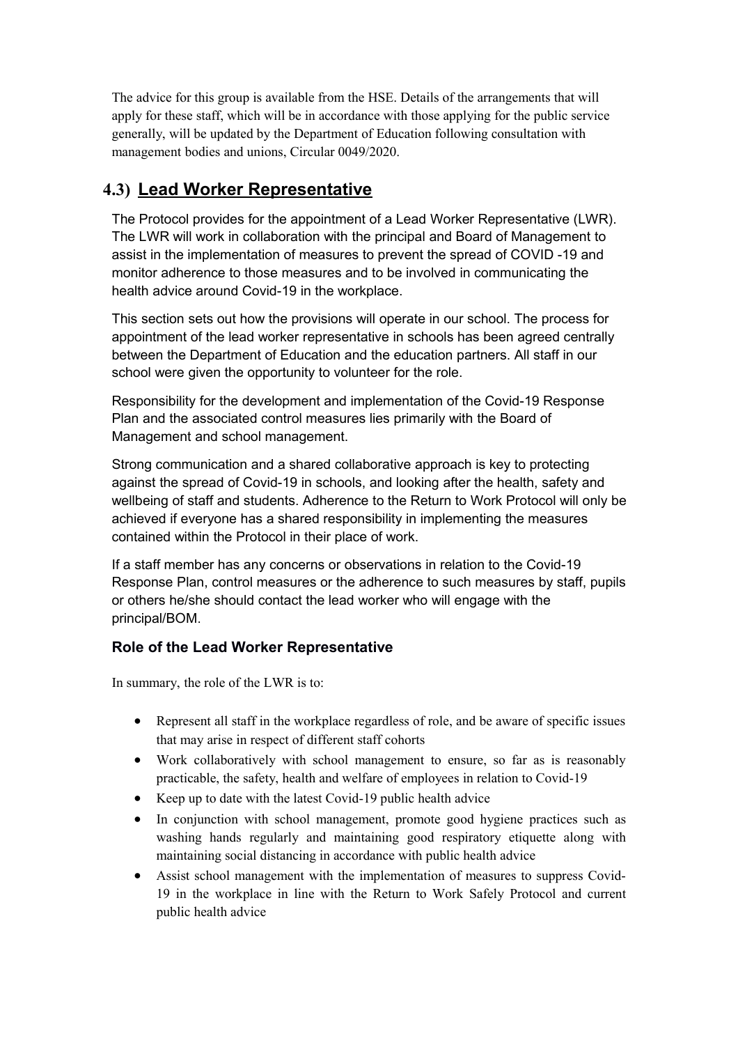The advice for this group is available from the HSE. Details of the arrangements that will apply for these staff, which will be in accordance with those applying for the public service generally, will be updated by the Department of Education following consultation with management bodies and unions, Circular 0049/2020.

## 4.3) Lead Worker Representative

The Protocol provides for the appointment of a Lead Worker Representative (LWR). The LWR will work in collaboration with the principal and Board of Management to assist in the implementation of measures to prevent the spread of COVID -19 and monitor adherence to those measures and to be involved in communicating the health advice around Covid-19 in the workplace.

This section sets out how the provisions will operate in our school. The process for appointment of the lead worker representative in schools has been agreed centrally between the Department of Education and the education partners. All staff in our school were given the opportunity to volunteer for the role.

Responsibility for the development and implementation of the Covid-19 Response Plan and the associated control measures lies primarily with the Board of Management and school management.

Strong communication and a shared collaborative approach is key to protecting against the spread of Covid-19 in schools, and looking after the health, safety and wellbeing of staff and students. Adherence to the Return to Work Protocol will only be achieved if everyone has a shared responsibility in implementing the measures contained within the Protocol in their place of work.

If a staff member has any concerns or observations in relation to the Covid-19 Response Plan, control measures or the adherence to such measures by staff, pupils or others he/she should contact the lead worker who will engage with the principal/BOM.

### Role of the Lead Worker Representative

In summary, the role of the LWR is to:

- Represent all staff in the workplace regardless of role, and be aware of specific issues that may arise in respect of different staff cohorts
- Work collaboratively with school management to ensure, so far as is reasonably practicable, the safety, health and welfare of employees in relation to Covid-19
- Keep up to date with the latest Covid-19 public health advice
- In conjunction with school management, promote good hygiene practices such as washing hands regularly and maintaining good respiratory etiquette along with maintaining social distancing in accordance with public health advice
- Assist school management with the implementation of measures to suppress Covid-19 in the workplace in line with the Return to Work Safely Protocol and current public health advice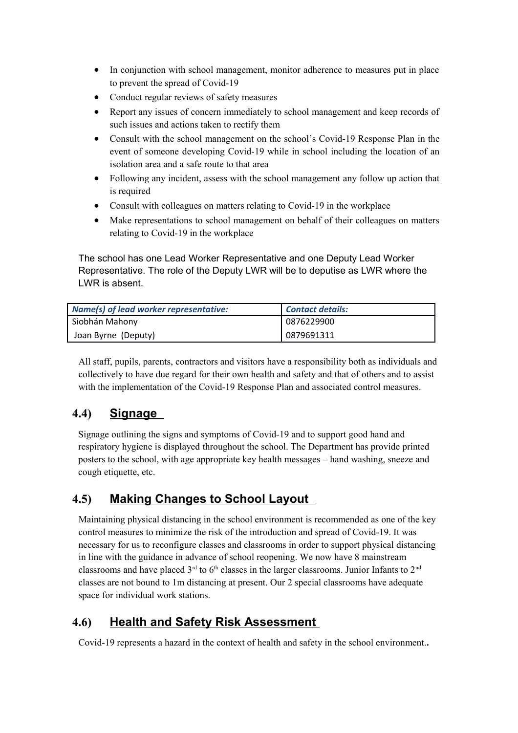- In conjunction with school management, monitor adherence to measures put in place to prevent the spread of Covid-19
- Conduct regular reviews of safety measures
- Report any issues of concern immediately to school management and keep records of such issues and actions taken to rectify them
- Consult with the school management on the school's Covid-19 Response Plan in the event of someone developing Covid-19 while in school including the location of an isolation area and a safe route to that area
- Following any incident, assess with the school management any follow up action that is required
- Consult with colleagues on matters relating to Covid-19 in the workplace
- Make representations to school management on behalf of their colleagues on matters relating to Covid-19 in the workplace

The school has one Lead Worker Representative and one Deputy Lead Worker Representative. The role of the Deputy LWR will be to deputise as LWR where the LWR is absent.

| *Name(s) of lead worker representative:* | *Contact details:* |
|---|---|
| Siobhán Mahony | 0876229900 |
| Joan Byrne (Deputy) | 0879691311 |

All staff, pupils, parents, contractors and visitors have a responsibility both as individuals and collectively to have due regard for their own health and safety and that of others and to assist with the implementation of the Covid-19 Response Plan and associated control measures.

## 4.4) Signage

Signage outlining the signs and symptoms of Covid-19 and to support good hand and respiratory hygiene is displayed throughout the school. The Department has provide printed posters to the school, with age appropriate key health messages – hand washing, sneeze and cough etiquette, etc.

## 4.5) Making Changes to School Layout

Maintaining physical distancing in the school environment is recommended as one of the key control measures to minimize the risk of the introduction and spread of Covid-19. It was necessary for us to reconfigure classes and classrooms in order to support physical distancing in line with the guidance in advance of school reopening. We now have 8 mainstream classrooms and have placed 3rd to 6th classes in the larger classrooms. Junior Infants to 2nd classes are not bound to 1m distancing at present. Our 2 special classrooms have adequate space for individual work stations.

## 4.6) Health and Safety Risk Assessment

Covid-19 represents a hazard in the context of health and safety in the school environment..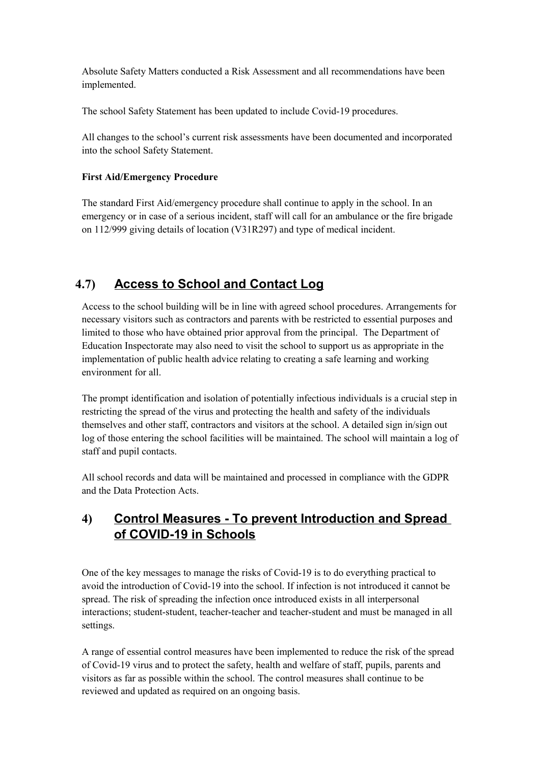Absolute Safety Matters conducted a Risk Assessment and all recommendations have been implemented.

The school Safety Statement has been updated to include Covid-19 procedures.

All changes to the school's current risk assessments have been documented and incorporated into the school Safety Statement.

**First Aid/Emergency Procedure**

The standard First Aid/emergency procedure shall continue to apply in the school. In an emergency or in case of a serious incident, staff will call for an ambulance or the fire brigade on 112/999 giving details of location (V31R297) and type of medical incident.

## 4.7) Access to School and Contact Log

Access to the school building will be in line with agreed school procedures. Arrangements for necessary visitors such as contractors and parents with be restricted to essential purposes and limited to those who have obtained prior approval from the principal. The Department of Education Inspectorate may also need to visit the school to support us as appropriate in the implementation of public health advice relating to creating a safe learning and working environment for all.

The prompt identification and isolation of potentially infectious individuals is a crucial step in restricting the spread of the virus and protecting the health and safety of the individuals themselves and other staff, contractors and visitors at the school. A detailed sign in/sign out log of those entering the school facilities will be maintained. The school will maintain a log of staff and pupil contacts.

All school records and data will be maintained and processed in compliance with the GDPR and the Data Protection Acts.

## 4) Control Measures - To prevent Introduction and Spread of COVID-19 in Schools

One of the key messages to manage the risks of Covid-19 is to do everything practical to avoid the introduction of Covid-19 into the school. If infection is not introduced it cannot be spread. The risk of spreading the infection once introduced exists in all interpersonal interactions; student-student, teacher-teacher and teacher-student and must be managed in all settings.

A range of essential control measures have been implemented to reduce the risk of the spread of Covid-19 virus and to protect the safety, health and welfare of staff, pupils, parents and visitors as far as possible within the school. The control measures shall continue to be reviewed and updated as required on an ongoing basis.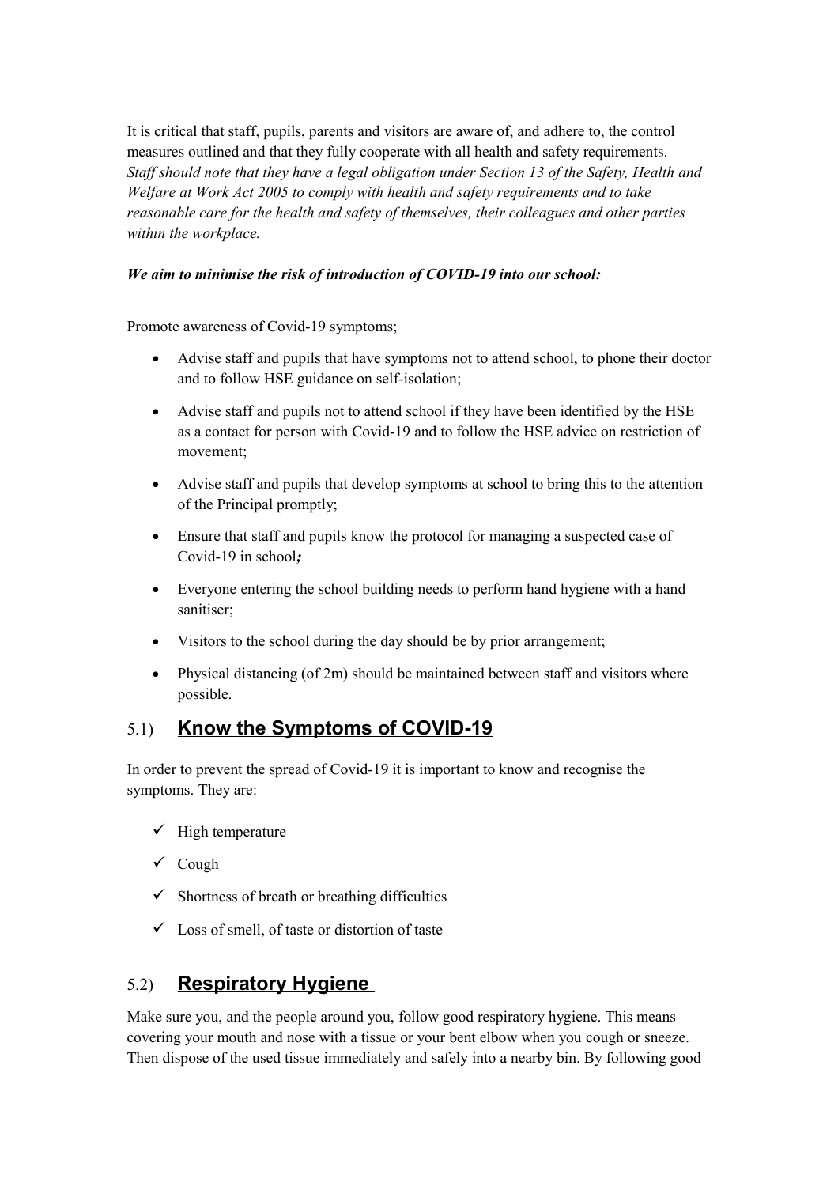It is critical that staff, pupils, parents and visitors are aware of, and adhere to, the control measures outlined and that they fully cooperate with all health and safety requirements. *Staff should note that they have a legal obligation under Section 13 of the Safety, Health and Welfare at Work Act 2005 to comply with health and safety requirements and to take reasonable care for the health and safety of themselves, their colleagues and other parties within the workplace.*

***We aim to minimise the risk of introduction of COVID-19 into our school:***

Promote awareness of Covid-19 symptoms;

- Advise staff and pupils that have symptoms not to attend school, to phone their doctor and to follow HSE guidance on self-isolation;
- Advise staff and pupils not to attend school if they have been identified by the HSE as a contact for person with Covid-19 and to follow the HSE advice on restriction of movement;
- Advise staff and pupils that develop symptoms at school to bring this to the attention of the Principal promptly;
- Ensure that staff and pupils know the protocol for managing a suspected case of Covid-19 in school;
- Everyone entering the school building needs to perform hand hygiene with a hand sanitiser;
- Visitors to the school during the day should be by prior arrangement;
- Physical distancing (of 2m) should be maintained between staff and visitors where possible.

## 5.1) **Know the Symptoms of COVID-19**

In order to prevent the spread of Covid-19 it is important to know and recognise the symptoms. They are:

- ✓ High temperature
- ✓ Cough
- ✓ Shortness of breath or breathing difficulties
- ✓ Loss of smell, of taste or distortion of taste

## 5.2) **Respiratory Hygiene**

Make sure you, and the people around you, follow good respiratory hygiene. This means covering your mouth and nose with a tissue or your bent elbow when you cough or sneeze. Then dispose of the used tissue immediately and safely into a nearby bin. By following good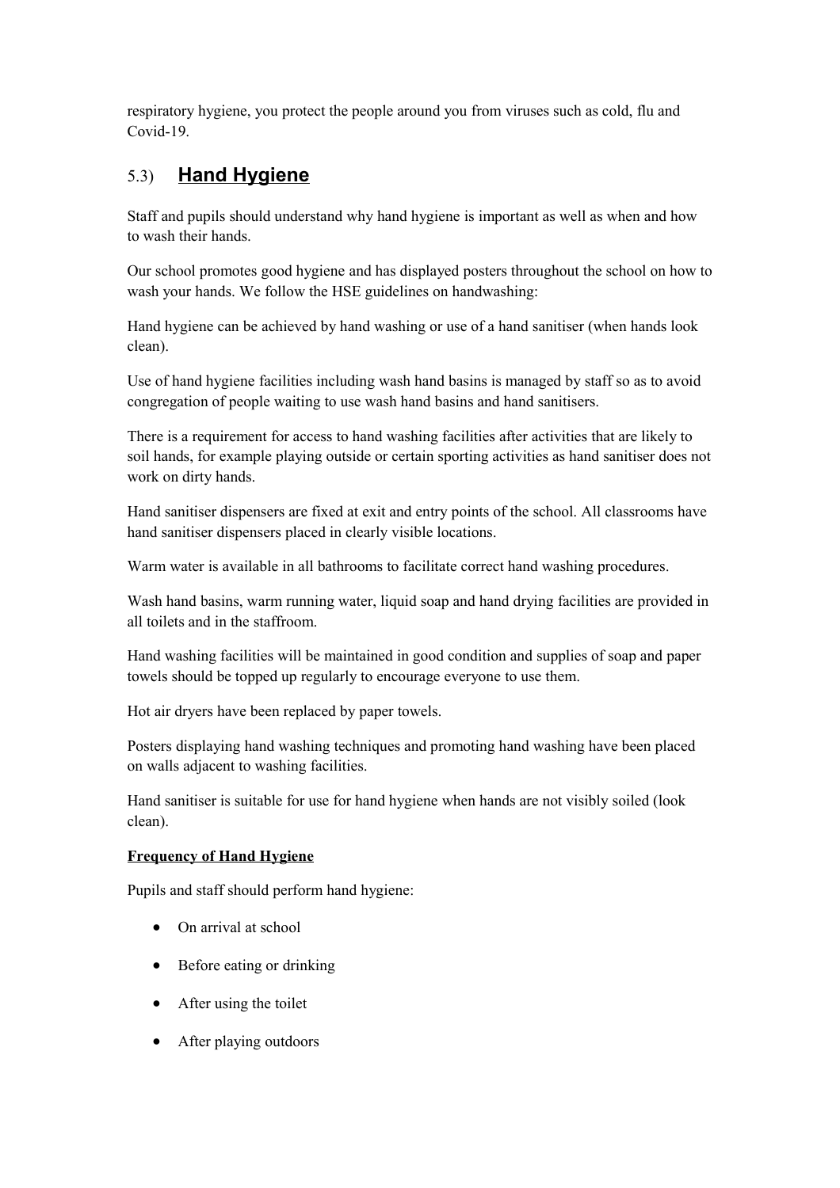respiratory hygiene, you protect the people around you from viruses such as cold, flu and Covid-19.

## 5.3) **Hand Hygiene**

Staff and pupils should understand why hand hygiene is important as well as when and how to wash their hands.

Our school promotes good hygiene and has displayed posters throughout the school on how to wash your hands. We follow the HSE guidelines on handwashing:

Hand hygiene can be achieved by hand washing or use of a hand sanitiser (when hands look clean).

Use of hand hygiene facilities including wash hand basins is managed by staff so as to avoid congregation of people waiting to use wash hand basins and hand sanitisers.

There is a requirement for access to hand washing facilities after activities that are likely to soil hands, for example playing outside or certain sporting activities as hand sanitiser does not work on dirty hands.

Hand sanitiser dispensers are fixed at exit and entry points of the school. All classrooms have hand sanitiser dispensers placed in clearly visible locations.

Warm water is available in all bathrooms to facilitate correct hand washing procedures.

Wash hand basins, warm running water, liquid soap and hand drying facilities are provided in all toilets and in the staffroom.

Hand washing facilities will be maintained in good condition and supplies of soap and paper towels should be topped up regularly to encourage everyone to use them.

Hot air dryers have been replaced by paper towels.

Posters displaying hand washing techniques and promoting hand washing have been placed on walls adjacent to washing facilities.

Hand sanitiser is suitable for use for hand hygiene when hands are not visibly soiled (look clean).

**Frequency of Hand Hygiene**

Pupils and staff should perform hand hygiene:

- On arrival at school
- Before eating or drinking
- After using the toilet
- After playing outdoors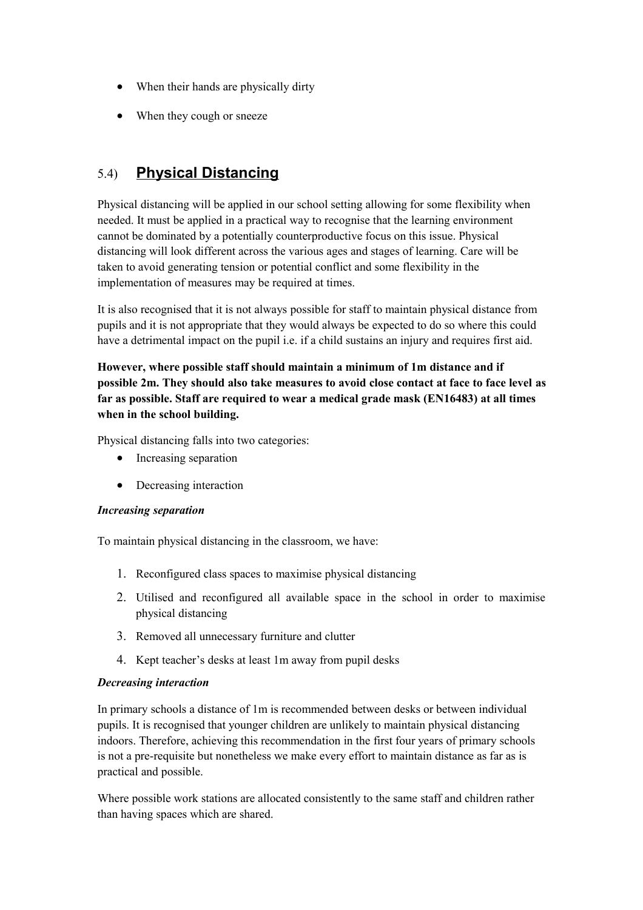- When their hands are physically dirty
- When they cough or sneeze

## 5.4) **Physical Distancing**

Physical distancing will be applied in our school setting allowing for some flexibility when needed. It must be applied in a practical way to recognise that the learning environment cannot be dominated by a potentially counterproductive focus on this issue. Physical distancing will look different across the various ages and stages of learning. Care will be taken to avoid generating tension or potential conflict and some flexibility in the implementation of measures may be required at times.

It is also recognised that it is not always possible for staff to maintain physical distance from pupils and it is not appropriate that they would always be expected to do so where this could have a detrimental impact on the pupil i.e. if a child sustains an injury and requires first aid.

**However, where possible staff should maintain a minimum of 1m distance and if possible 2m. They should also take measures to avoid close contact at face to face level as far as possible. Staff are required to wear a medical grade mask (EN16483) at all times when in the school building.**

Physical distancing falls into two categories:

- Increasing separation
- Decreasing interaction

***Increasing separation***

To maintain physical distancing in the classroom, we have:

1. Reconfigured class spaces to maximise physical distancing
2. Utilised and reconfigured all available space in the school in order to maximise physical distancing
3. Removed all unnecessary furniture and clutter
4. Kept teacher's desks at least 1m away from pupil desks

***Decreasing interaction***

In primary schools a distance of 1m is recommended between desks or between individual pupils. It is recognised that younger children are unlikely to maintain physical distancing indoors. Therefore, achieving this recommendation in the first four years of primary schools is not a pre-requisite but nonetheless we make every effort to maintain distance as far as is practical and possible.

Where possible work stations are allocated consistently to the same staff and children rather than having spaces which are shared.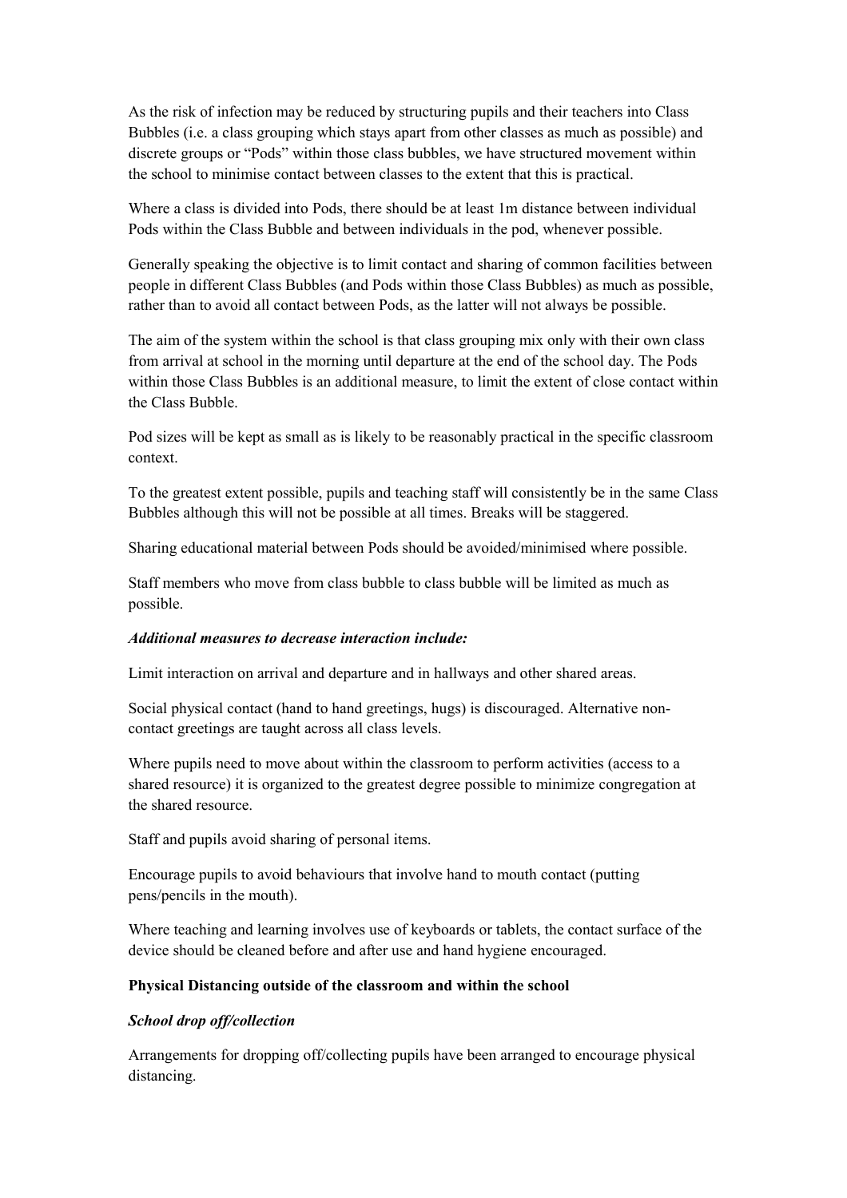As the risk of infection may be reduced by structuring pupils and their teachers into Class Bubbles (i.e. a class grouping which stays apart from other classes as much as possible) and discrete groups or "Pods" within those class bubbles, we have structured movement within the school to minimise contact between classes to the extent that this is practical.

Where a class is divided into Pods, there should be at least 1m distance between individual Pods within the Class Bubble and between individuals in the pod, whenever possible.

Generally speaking the objective is to limit contact and sharing of common facilities between people in different Class Bubbles (and Pods within those Class Bubbles) as much as possible, rather than to avoid all contact between Pods, as the latter will not always be possible.

The aim of the system within the school is that class grouping mix only with their own class from arrival at school in the morning until departure at the end of the school day. The Pods within those Class Bubbles is an additional measure, to limit the extent of close contact within the Class Bubble.

Pod sizes will be kept as small as is likely to be reasonably practical in the specific classroom context.

To the greatest extent possible, pupils and teaching staff will consistently be in the same Class Bubbles although this will not be possible at all times. Breaks will be staggered.

Sharing educational material between Pods should be avoided/minimised where possible.

Staff members who move from class bubble to class bubble will be limited as much as possible.

***Additional measures to decrease interaction include:***

Limit interaction on arrival and departure and in hallways and other shared areas.

Social physical contact (hand to hand greetings, hugs) is discouraged. Alternative non-contact greetings are taught across all class levels.

Where pupils need to move about within the classroom to perform activities (access to a shared resource) it is organized to the greatest degree possible to minimize congregation at the shared resource.

Staff and pupils avoid sharing of personal items.

Encourage pupils to avoid behaviours that involve hand to mouth contact (putting pens/pencils in the mouth).

Where teaching and learning involves use of keyboards or tablets, the contact surface of the device should be cleaned before and after use and hand hygiene encouraged.

**Physical Distancing outside of the classroom and within the school**

***School drop off/collection***

Arrangements for dropping off/collecting pupils have been arranged to encourage physical distancing.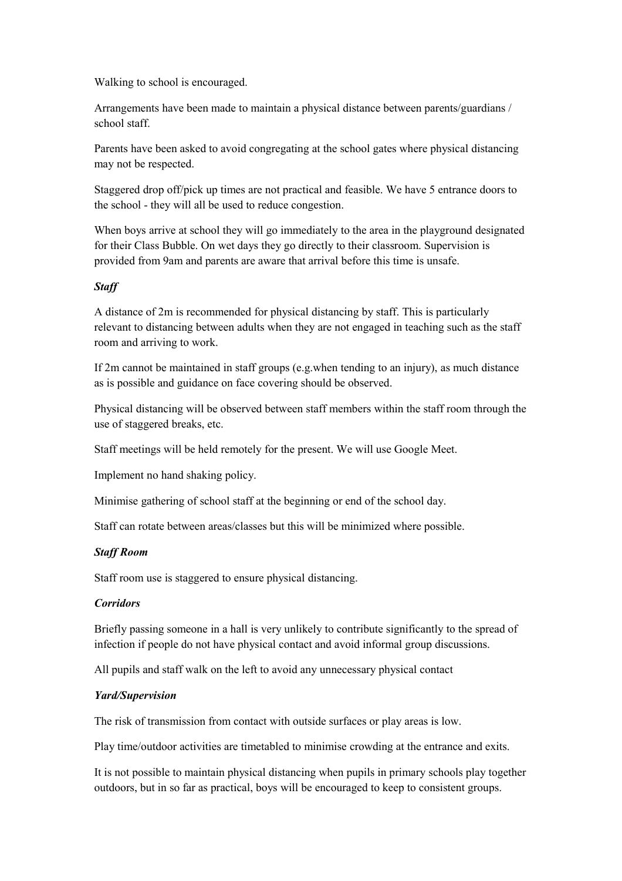Walking to school is encouraged.

Arrangements have been made to maintain a physical distance between parents/guardians / school staff.

Parents have been asked to avoid congregating at the school gates where physical distancing may not be respected.

Staggered drop off/pick up times are not practical and feasible. We have 5 entrance doors to the school - they will all be used to reduce congestion.

When boys arrive at school they will go immediately to the area in the playground designated for their Class Bubble. On wet days they go directly to their classroom. Supervision is provided from 9am and parents are aware that arrival before this time is unsafe.

***Staff***

A distance of 2m is recommended for physical distancing by staff. This is particularly relevant to distancing between adults when they are not engaged in teaching such as the staff room and arriving to work.

If 2m cannot be maintained in staff groups (e.g.when tending to an injury), as much distance as is possible and guidance on face covering should be observed.

Physical distancing will be observed between staff members within the staff room through the use of staggered breaks, etc.

Staff meetings will be held remotely for the present. We will use Google Meet.

Implement no hand shaking policy.

Minimise gathering of school staff at the beginning or end of the school day.

Staff can rotate between areas/classes but this will be minimized where possible.

***Staff Room***

Staff room use is staggered to ensure physical distancing.

***Corridors***

Briefly passing someone in a hall is very unlikely to contribute significantly to the spread of infection if people do not have physical contact and avoid informal group discussions.

All pupils and staff walk on the left to avoid any unnecessary physical contact

***Yard/Supervision***

The risk of transmission from contact with outside surfaces or play areas is low.

Play time/outdoor activities are timetabled to minimise crowding at the entrance and exits.

It is not possible to maintain physical distancing when pupils in primary schools play together outdoors, but in so far as practical, boys will be encouraged to keep to consistent groups.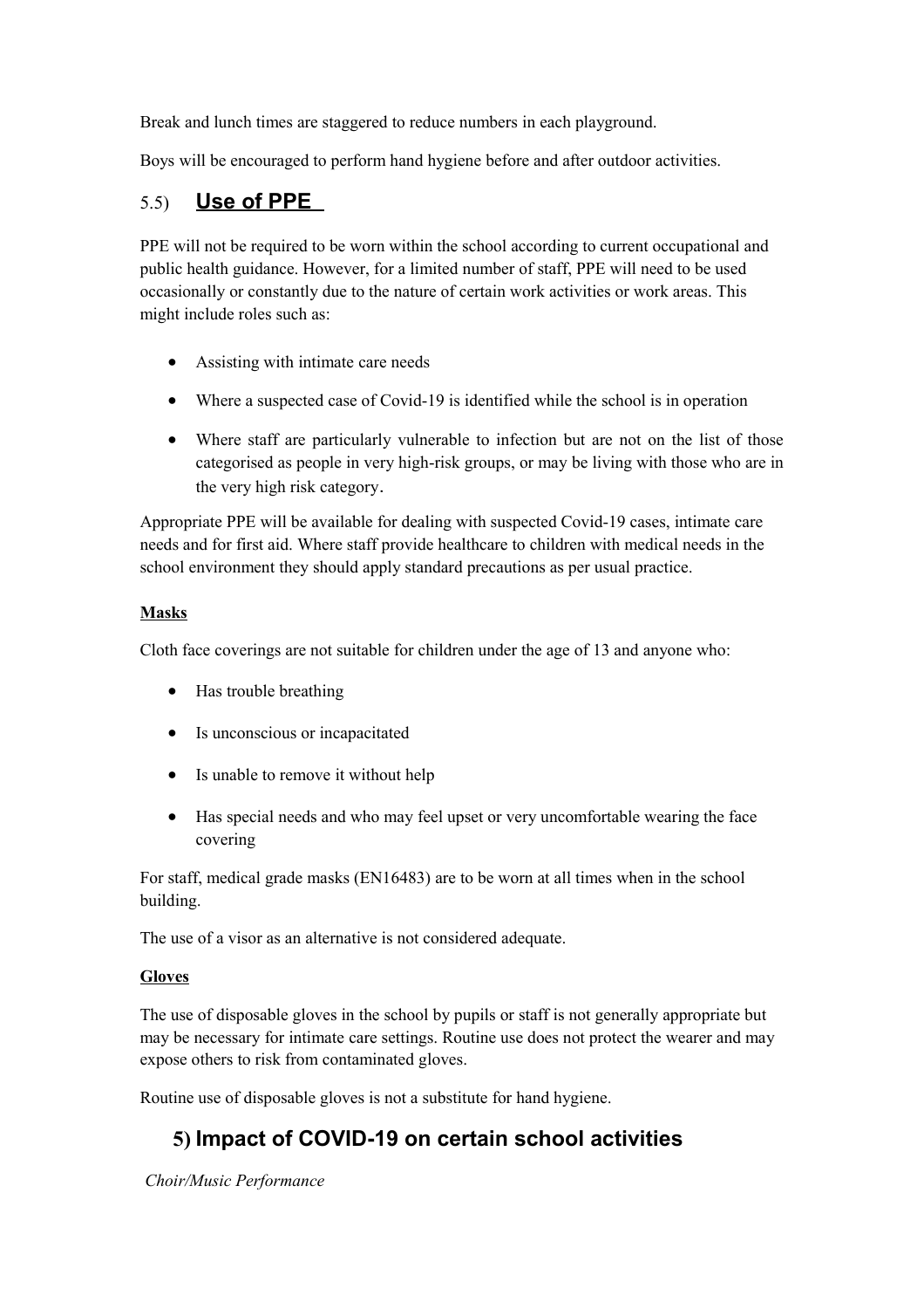Break and lunch times are staggered to reduce numbers in each playground.

Boys will be encouraged to perform hand hygiene before and after outdoor activities.

### 5.5) **Use of PPE**

PPE will not be required to be worn within the school according to current occupational and public health guidance. However, for a limited number of staff, PPE will need to be used occasionally or constantly due to the nature of certain work activities or work areas. This might include roles such as:

- Assisting with intimate care needs
- Where a suspected case of Covid-19 is identified while the school is in operation
- Where staff are particularly vulnerable to infection but are not on the list of those categorised as people in very high-risk groups, or may be living with those who are in the very high risk category.

Appropriate PPE will be available for dealing with suspected Covid-19 cases, intimate care needs and for first aid. Where staff provide healthcare to children with medical needs in the school environment they should apply standard precautions as per usual practice.

**Masks**

Cloth face coverings are not suitable for children under the age of 13 and anyone who:

- Has trouble breathing
- Is unconscious or incapacitated
- Is unable to remove it without help
- Has special needs and who may feel upset or very uncomfortable wearing the face covering

For staff, medical grade masks (EN16483) are to be worn at all times when in the school building.

The use of a visor as an alternative is not considered adequate.

**Gloves**

The use of disposable gloves in the school by pupils or staff is not generally appropriate but may be necessary for intimate care settings. Routine use does not protect the wearer and may expose others to risk from contaminated gloves.

Routine use of disposable gloves is not a substitute for hand hygiene.

## 5) Impact of COVID-19 on certain school activities

*Choir/Music Performance*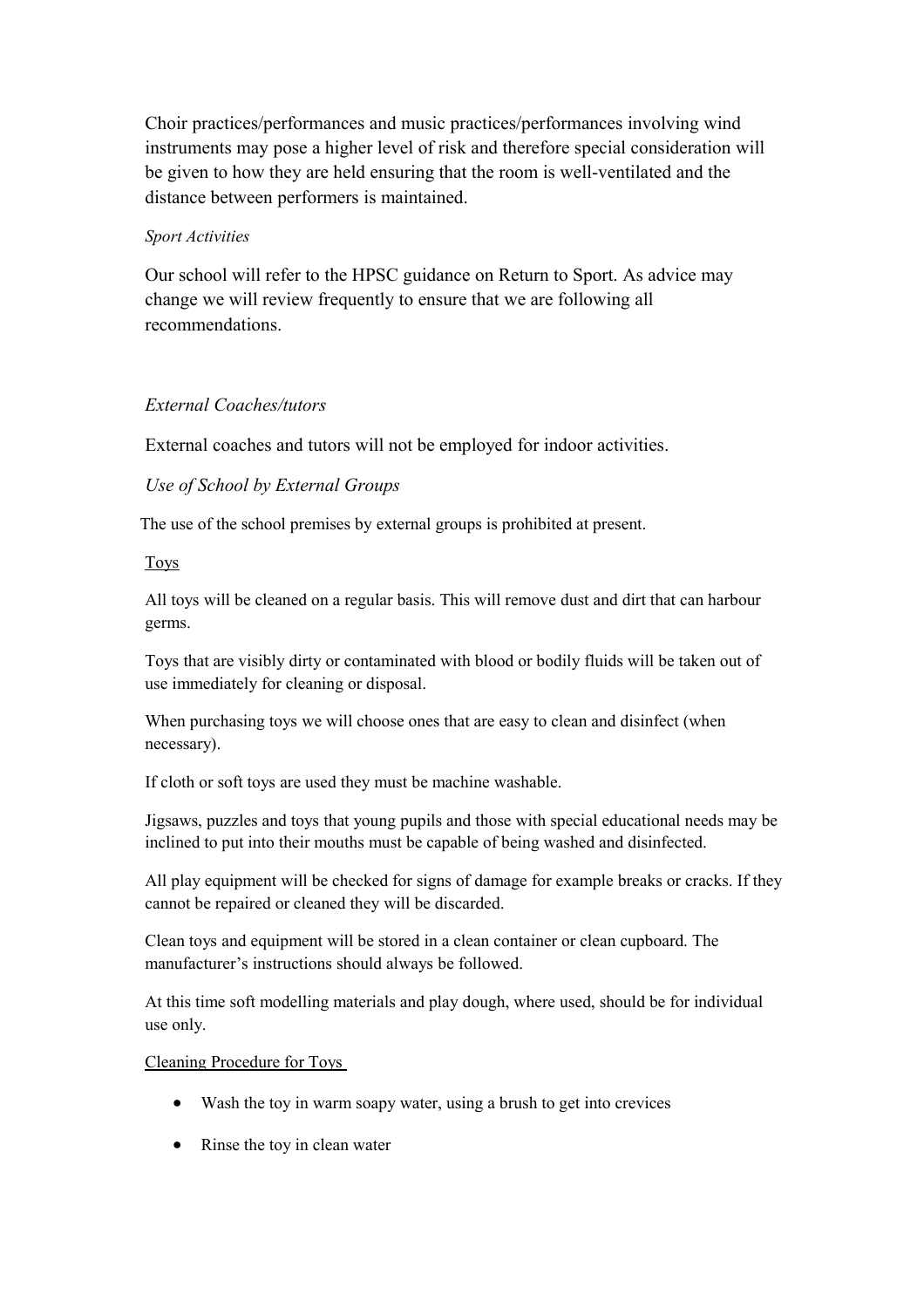Choir practices/performances and music practices/performances involving wind instruments may pose a higher level of risk and therefore special consideration will be given to how they are held ensuring that the room is well-ventilated and the distance between performers is maintained.

*Sport Activities*

Our school will refer to the HPSC guidance on Return to Sport. As advice may change we will review frequently to ensure that we are following all recommendations.

*External Coaches/tutors*

External coaches and tutors will not be employed for indoor activities.

*Use of School by External Groups*

The use of the school premises by external groups is prohibited at present.

Toys

All toys will be cleaned on a regular basis. This will remove dust and dirt that can harbour germs.

Toys that are visibly dirty or contaminated with blood or bodily fluids will be taken out of use immediately for cleaning or disposal.

When purchasing toys we will choose ones that are easy to clean and disinfect (when necessary).

If cloth or soft toys are used they must be machine washable.

Jigsaws, puzzles and toys that young pupils and those with special educational needs may be inclined to put into their mouths must be capable of being washed and disinfected.

All play equipment will be checked for signs of damage for example breaks or cracks. If they cannot be repaired or cleaned they will be discarded.

Clean toys and equipment will be stored in a clean container or clean cupboard. The manufacturer's instructions should always be followed.

At this time soft modelling materials and play dough, where used, should be for individual use only.

Cleaning Procedure for Toys

- Wash the toy in warm soapy water, using a brush to get into crevices
- Rinse the toy in clean water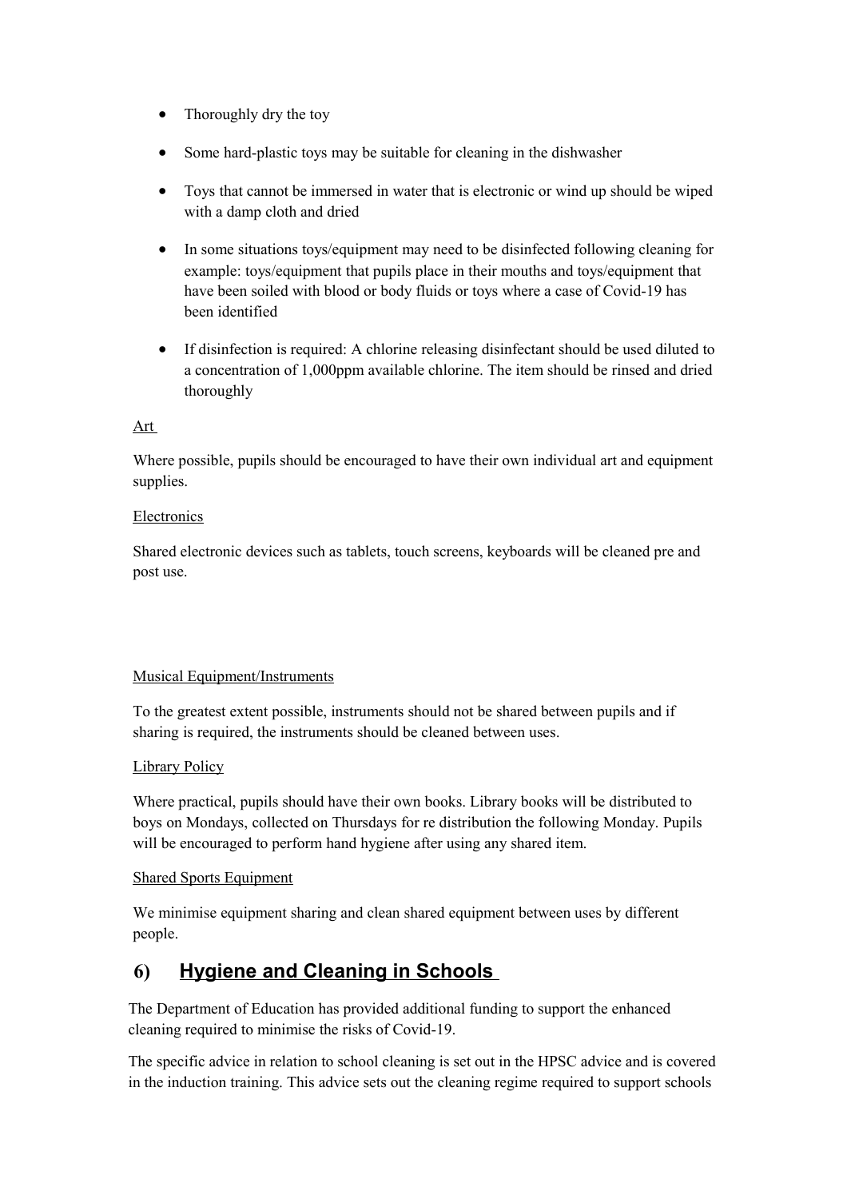- Thoroughly dry the toy
- Some hard-plastic toys may be suitable for cleaning in the dishwasher
- Toys that cannot be immersed in water that is electronic or wind up should be wiped with a damp cloth and dried
- In some situations toys/equipment may need to be disinfected following cleaning for example: toys/equipment that pupils place in their mouths and toys/equipment that have been soiled with blood or body fluids or toys where a case of Covid-19 has been identified
- If disinfection is required: A chlorine releasing disinfectant should be used diluted to a concentration of 1,000ppm available chlorine. The item should be rinsed and dried thoroughly

Art

Where possible, pupils should be encouraged to have their own individual art and equipment supplies.

Electronics

Shared electronic devices such as tablets, touch screens, keyboards will be cleaned pre and post use.

Musical Equipment/Instruments

To the greatest extent possible, instruments should not be shared between pupils and if sharing is required, the instruments should be cleaned between uses.

Library Policy

Where practical, pupils should have their own books. Library books will be distributed to boys on Mondays, collected on Thursdays for re distribution the following Monday. Pupils will be encouraged to perform hand hygiene after using any shared item.

Shared Sports Equipment

We minimise equipment sharing and clean shared equipment between uses by different people.

## 6) Hygiene and Cleaning in Schools

The Department of Education has provided additional funding to support the enhanced cleaning required to minimise the risks of Covid-19.

The specific advice in relation to school cleaning is set out in the HPSC advice and is covered in the induction training. This advice sets out the cleaning regime required to support schools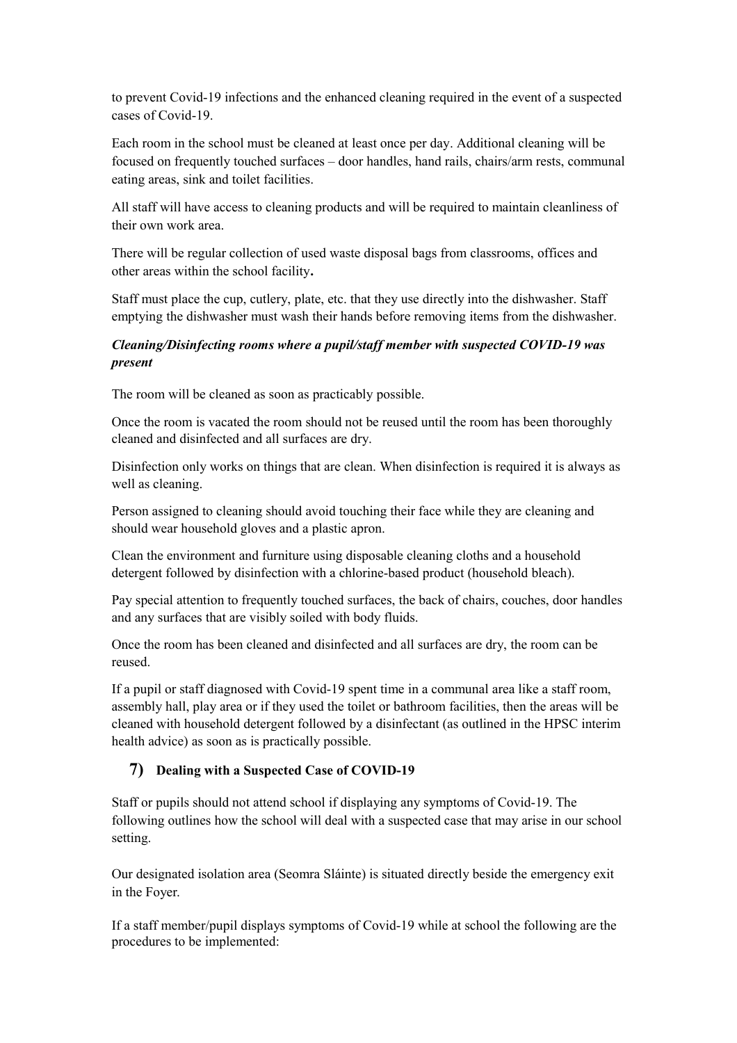to prevent Covid-19 infections and the enhanced cleaning required in the event of a suspected cases of Covid-19.

Each room in the school must be cleaned at least once per day. Additional cleaning will be focused on frequently touched surfaces – door handles, hand rails, chairs/arm rests, communal eating areas, sink and toilet facilities.

All staff will have access to cleaning products and will be required to maintain cleanliness of their own work area.

There will be regular collection of used waste disposal bags from classrooms, offices and other areas within the school facility**.**

Staff must place the cup, cutlery, plate, etc. that they use directly into the dishwasher. Staff emptying the dishwasher must wash their hands before removing items from the dishwasher.

***Cleaning/Disinfecting rooms where a pupil/staff member with suspected COVID-19 was present***

The room will be cleaned as soon as practicably possible.

Once the room is vacated the room should not be reused until the room has been thoroughly cleaned and disinfected and all surfaces are dry.

Disinfection only works on things that are clean. When disinfection is required it is always as well as cleaning.

Person assigned to cleaning should avoid touching their face while they are cleaning and should wear household gloves and a plastic apron.

Clean the environment and furniture using disposable cleaning cloths and a household detergent followed by disinfection with a chlorine-based product (household bleach).

Pay special attention to frequently touched surfaces, the back of chairs, couches, door handles and any surfaces that are visibly soiled with body fluids.

Once the room has been cleaned and disinfected and all surfaces are dry, the room can be reused.

If a pupil or staff diagnosed with Covid-19 spent time in a communal area like a staff room, assembly hall, play area or if they used the toilet or bathroom facilities, then the areas will be cleaned with household detergent followed by a disinfectant (as outlined in the HPSC interim health advice) as soon as is practically possible.

## 7) Dealing with a Suspected Case of COVID-19

Staff or pupils should not attend school if displaying any symptoms of Covid-19. The following outlines how the school will deal with a suspected case that may arise in our school setting.

Our designated isolation area (Seomra Sláinte) is situated directly beside the emergency exit in the Foyer.

If a staff member/pupil displays symptoms of Covid-19 while at school the following are the procedures to be implemented: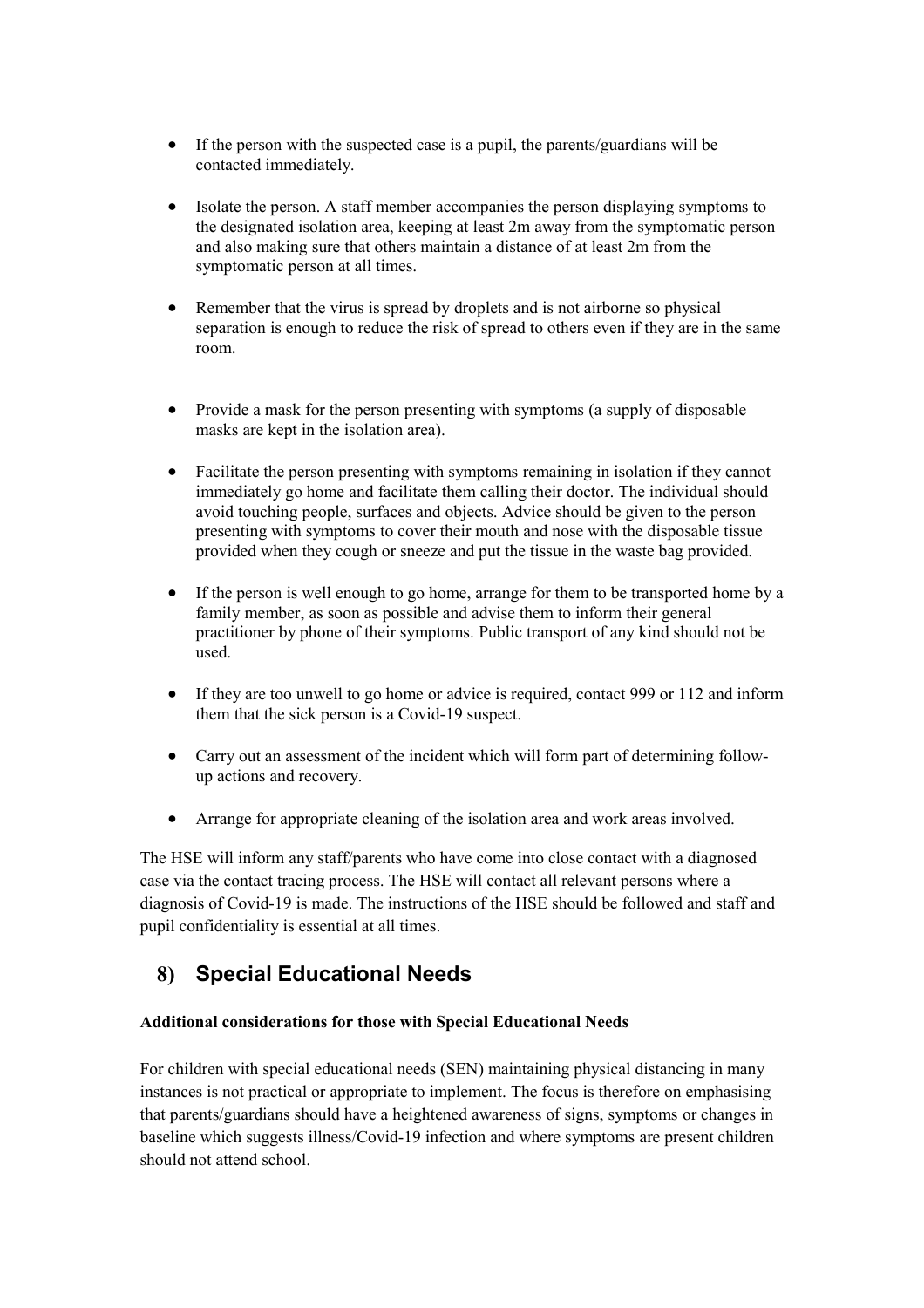- If the person with the suspected case is a pupil, the parents/guardians will be contacted immediately.

- Isolate the person. A staff member accompanies the person displaying symptoms to the designated isolation area, keeping at least 2m away from the symptomatic person and also making sure that others maintain a distance of at least 2m from the symptomatic person at all times.

- Remember that the virus is spread by droplets and is not airborne so physical separation is enough to reduce the risk of spread to others even if they are in the same room.

- Provide a mask for the person presenting with symptoms (a supply of disposable masks are kept in the isolation area).

- Facilitate the person presenting with symptoms remaining in isolation if they cannot immediately go home and facilitate them calling their doctor. The individual should avoid touching people, surfaces and objects. Advice should be given to the person presenting with symptoms to cover their mouth and nose with the disposable tissue provided when they cough or sneeze and put the tissue in the waste bag provided.

- If the person is well enough to go home, arrange for them to be transported home by a family member, as soon as possible and advise them to inform their general practitioner by phone of their symptoms. Public transport of any kind should not be used.

- If they are too unwell to go home or advice is required, contact 999 or 112 and inform them that the sick person is a Covid-19 suspect.

- Carry out an assessment of the incident which will form part of determining follow-up actions and recovery.

- Arrange for appropriate cleaning of the isolation area and work areas involved.

The HSE will inform any staff/parents who have come into close contact with a diagnosed case via the contact tracing process. The HSE will contact all relevant persons where a diagnosis of Covid-19 is made. The instructions of the HSE should be followed and staff and pupil confidentiality is essential at all times.

## 8) Special Educational Needs

**Additional considerations for those with Special Educational Needs**

For children with special educational needs (SEN) maintaining physical distancing in many instances is not practical or appropriate to implement. The focus is therefore on emphasising that parents/guardians should have a heightened awareness of signs, symptoms or changes in baseline which suggests illness/Covid-19 infection and where symptoms are present children should not attend school.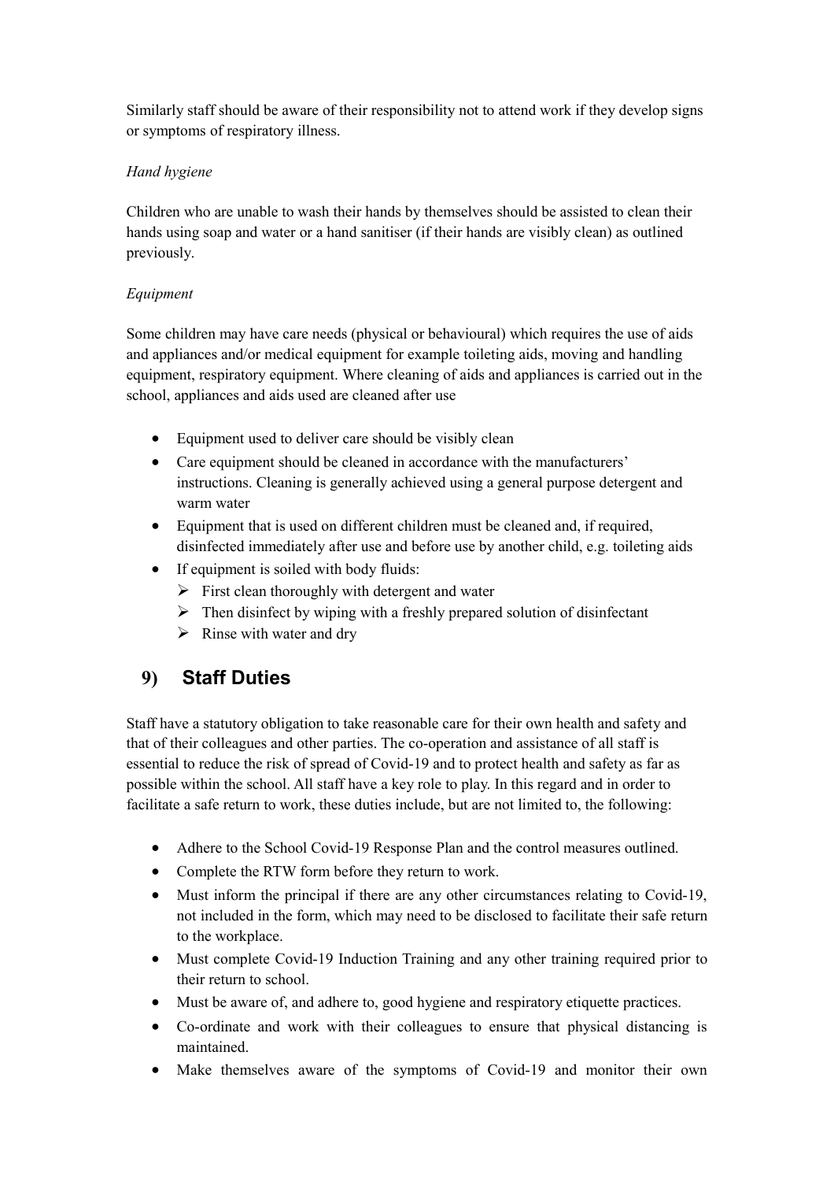Similarly staff should be aware of their responsibility not to attend work if they develop signs or symptoms of respiratory illness.

*Hand hygiene*

Children who are unable to wash their hands by themselves should be assisted to clean their hands using soap and water or a hand sanitiser (if their hands are visibly clean) as outlined previously.

*Equipment*

Some children may have care needs (physical or behavioural) which requires the use of aids and appliances and/or medical equipment for example toileting aids, moving and handling equipment, respiratory equipment. Where cleaning of aids and appliances is carried out in the school, appliances and aids used are cleaned after use

- Equipment used to deliver care should be visibly clean
- Care equipment should be cleaned in accordance with the manufacturers' instructions. Cleaning is generally achieved using a general purpose detergent and warm water
- Equipment that is used on different children must be cleaned and, if required, disinfected immediately after use and before use by another child, e.g. toileting aids
- If equipment is soiled with body fluids:
  - First clean thoroughly with detergent and water
  - Then disinfect by wiping with a freshly prepared solution of disinfectant
  - Rinse with water and dry

## 9) Staff Duties

Staff have a statutory obligation to take reasonable care for their own health and safety and that of their colleagues and other parties. The co-operation and assistance of all staff is essential to reduce the risk of spread of Covid-19 and to protect health and safety as far as possible within the school. All staff have a key role to play. In this regard and in order to facilitate a safe return to work, these duties include, but are not limited to, the following:

- Adhere to the School Covid-19 Response Plan and the control measures outlined.
- Complete the RTW form before they return to work.
- Must inform the principal if there are any other circumstances relating to Covid-19, not included in the form, which may need to be disclosed to facilitate their safe return to the workplace.
- Must complete Covid-19 Induction Training and any other training required prior to their return to school.
- Must be aware of, and adhere to, good hygiene and respiratory etiquette practices.
- Co-ordinate and work with their colleagues to ensure that physical distancing is maintained.
- Make themselves aware of the symptoms of Covid-19 and monitor their own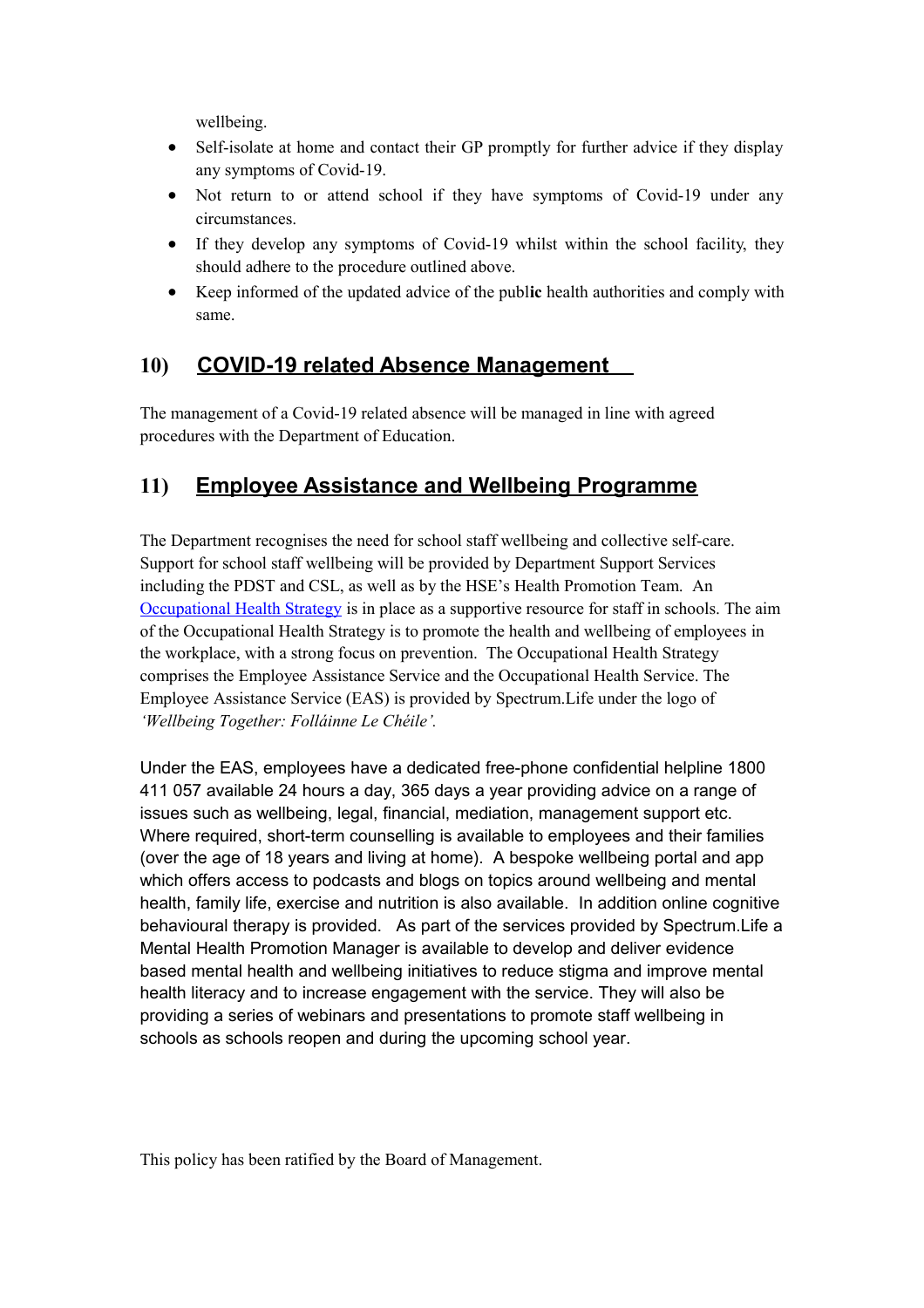wellbeing.

- Self-isolate at home and contact their GP promptly for further advice if they display any symptoms of Covid-19.
- Not return to or attend school if they have symptoms of Covid-19 under any circumstances.
- If they develop any symptoms of Covid-19 whilst within the school facility, they should adhere to the procedure outlined above.
- Keep informed of the updated advice of the public health authorities and comply with same.

## 10) COVID-19 related Absence Management

The management of a Covid-19 related absence will be managed in line with agreed procedures with the Department of Education.

## 11) Employee Assistance and Wellbeing Programme

The Department recognises the need for school staff wellbeing and collective self-care. Support for school staff wellbeing will be provided by Department Support Services including the PDST and CSL, as well as by the HSE's Health Promotion Team. An Occupational Health Strategy is in place as a supportive resource for staff in schools. The aim of the Occupational Health Strategy is to promote the health and wellbeing of employees in the workplace, with a strong focus on prevention. The Occupational Health Strategy comprises the Employee Assistance Service and the Occupational Health Service. The Employee Assistance Service (EAS) is provided by Spectrum.Life under the logo of *'Wellbeing Together: Folláinne Le Chéile'.*

Under the EAS, employees have a dedicated free-phone confidential helpline 1800 411 057 available 24 hours a day, 365 days a year providing advice on a range of issues such as wellbeing, legal, financial, mediation, management support etc. Where required, short-term counselling is available to employees and their families (over the age of 18 years and living at home). A bespoke wellbeing portal and app which offers access to podcasts and blogs on topics around wellbeing and mental health, family life, exercise and nutrition is also available. In addition online cognitive behavioural therapy is provided. As part of the services provided by Spectrum.Life a Mental Health Promotion Manager is available to develop and deliver evidence based mental health and wellbeing initiatives to reduce stigma and improve mental health literacy and to increase engagement with the service. They will also be providing a series of webinars and presentations to promote staff wellbeing in schools as schools reopen and during the upcoming school year.

This policy has been ratified by the Board of Management.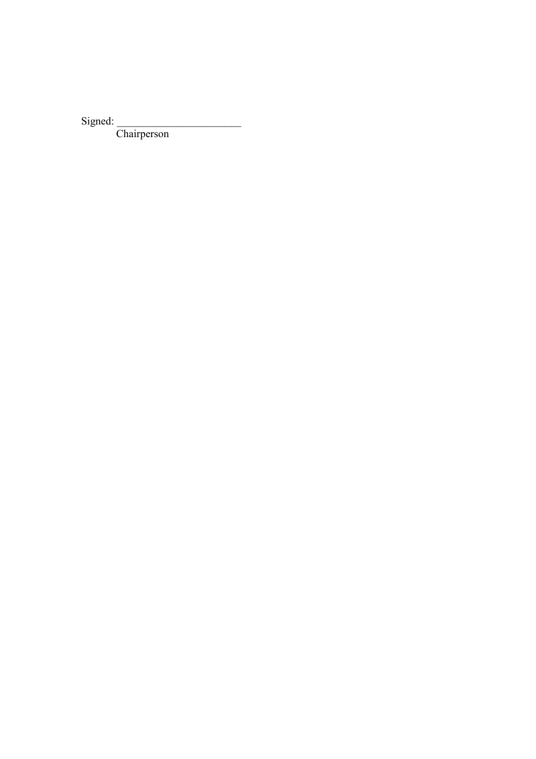Signed: _______________________

Chairperson